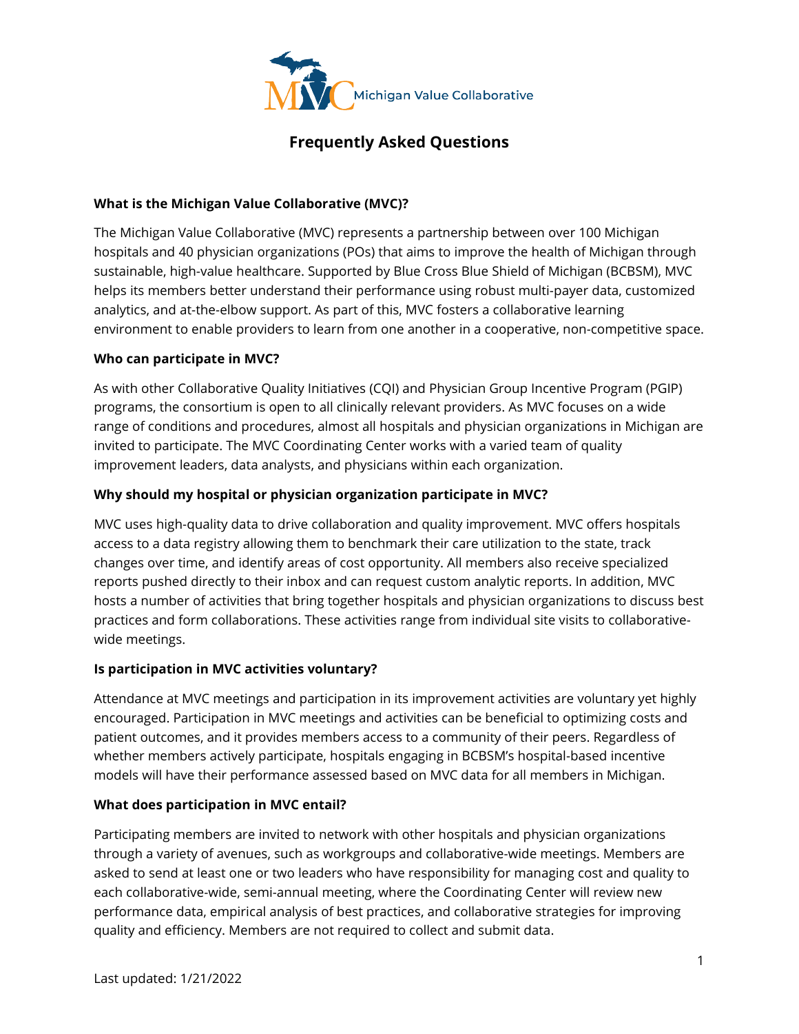Michigan Value Collaborative

# Frequently Asked Questions

**What is the Michigan Value Collaborative (MVC)?**

The Michigan Value Collaborative (MVC) represents a partnership between over 100 Michigan hospitals and 40 physician organizations (POs) that aims to improve the health of Michigan through sustainable, high-value healthcare. Supported by Blue Cross Blue Shield of Michigan (BCBSM), MVC helps its members better understand their performance using robust multi-payer data, customized analytics, and at-the-elbow support. As part of this, MVC fosters a collaborative learning environment to enable providers to learn from one another in a cooperative, non-competitive space.

**Who can participate in MVC?**

As with other Collaborative Quality Initiatives (CQI) and Physician Group Incentive Program (PGIP) programs, the consortium is open to all clinically relevant providers. As MVC focuses on a wide range of conditions and procedures, almost all hospitals and physician organizations in Michigan are invited to participate. The MVC Coordinating Center works with a varied team of quality improvement leaders, data analysts, and physicians within each organization.

**Why should my hospital or physician organization participate in MVC?**

MVC uses high-quality data to drive collaboration and quality improvement. MVC offers hospitals access to a data registry allowing them to benchmark their care utilization to the state, track changes over time, and identify areas of cost opportunity. All members also receive specialized reports pushed directly to their inbox and can request custom analytic reports. In addition, MVC hosts a number of activities that bring together hospitals and physician organizations to discuss best practices and form collaborations. These activities range from individual site visits to collaborative-wide meetings.

**Is participation in MVC activities voluntary?**

Attendance at MVC meetings and participation in its improvement activities are voluntary yet highly encouraged. Participation in MVC meetings and activities can be beneficial to optimizing costs and patient outcomes, and it provides members access to a community of their peers. Regardless of whether members actively participate, hospitals engaging in BCBSM's hospital-based incentive models will have their performance assessed based on MVC data for all members in Michigan.

**What does participation in MVC entail?**

Participating members are invited to network with other hospitals and physician organizations through a variety of avenues, such as workgroups and collaborative-wide meetings. Members are asked to send at least one or two leaders who have responsibility for managing cost and quality to each collaborative-wide, semi-annual meeting, where the Coordinating Center will review new performance data, empirical analysis of best practices, and collaborative strategies for improving quality and efficiency. Members are not required to collect and submit data.

Last updated: 1/21/2022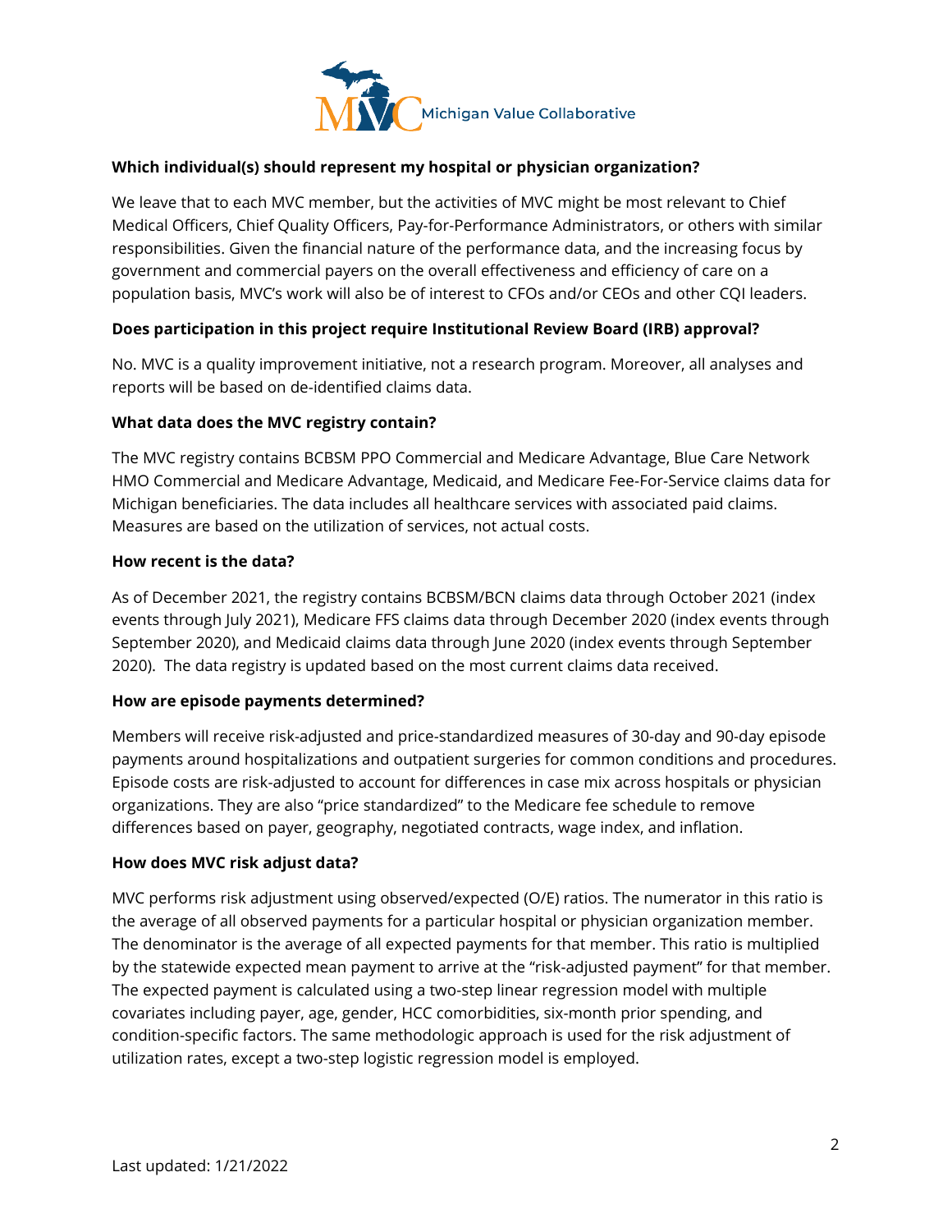**Which individual(s) should represent my hospital or physician organization?**

We leave that to each MVC member, but the activities of MVC might be most relevant to Chief Medical Officers, Chief Quality Officers, Pay-for-Performance Administrators, or others with similar responsibilities. Given the financial nature of the performance data, and the increasing focus by government and commercial payers on the overall effectiveness and efficiency of care on a population basis, MVC's work will also be of interest to CFOs and/or CEOs and other CQI leaders.

**Does participation in this project require Institutional Review Board (IRB) approval?**

No. MVC is a quality improvement initiative, not a research program. Moreover, all analyses and reports will be based on de-identified claims data.

**What data does the MVC registry contain?**

The MVC registry contains BCBSM PPO Commercial and Medicare Advantage, Blue Care Network HMO Commercial and Medicare Advantage, Medicaid, and Medicare Fee-For-Service claims data for Michigan beneficiaries. The data includes all healthcare services with associated paid claims. Measures are based on the utilization of services, not actual costs.

**How recent is the data?**

As of December 2021, the registry contains BCBSM/BCN claims data through October 2021 (index events through July 2021), Medicare FFS claims data through December 2020 (index events through September 2020), and Medicaid claims data through June 2020 (index events through September 2020). The data registry is updated based on the most current claims data received.

**How are episode payments determined?**

Members will receive risk-adjusted and price-standardized measures of 30-day and 90-day episode payments around hospitalizations and outpatient surgeries for common conditions and procedures. Episode costs are risk-adjusted to account for differences in case mix across hospitals or physician organizations. They are also "price standardized" to the Medicare fee schedule to remove differences based on payer, geography, negotiated contracts, wage index, and inflation.

**How does MVC risk adjust data?**

MVC performs risk adjustment using observed/expected (O/E) ratios. The numerator in this ratio is the average of all observed payments for a particular hospital or physician organization member. The denominator is the average of all expected payments for that member. This ratio is multiplied by the statewide expected mean payment to arrive at the "risk-adjusted payment" for that member. The expected payment is calculated using a two-step linear regression model with multiple covariates including payer, age, gender, HCC comorbidities, six-month prior spending, and condition-specific factors. The same methodologic approach is used for the risk adjustment of utilization rates, except a two-step logistic regression model is employed.

Last updated: 1/21/2022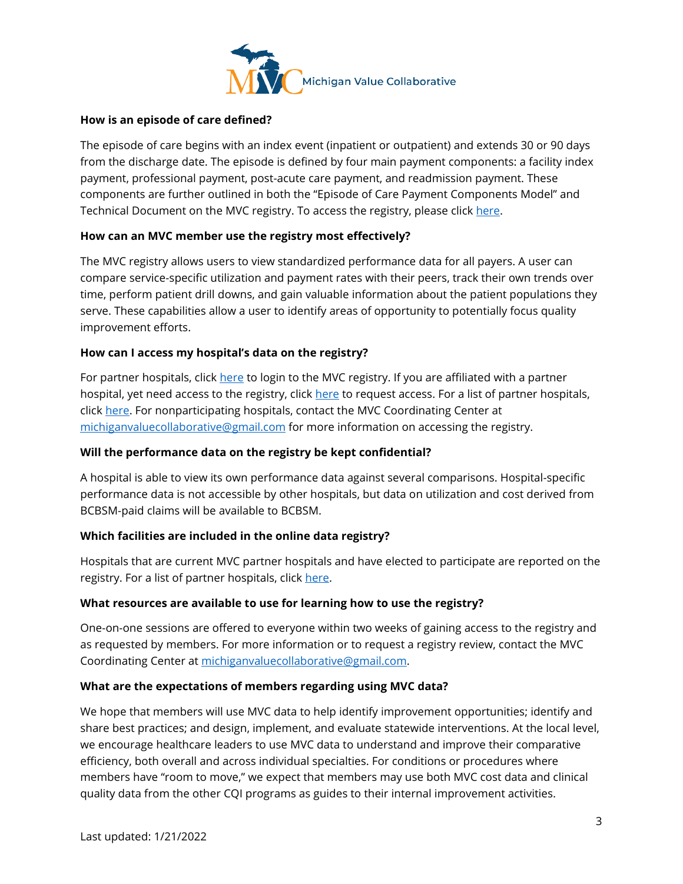**How is an episode of care defined?**

The episode of care begins with an index event (inpatient or outpatient) and extends 30 or 90 days from the discharge date. The episode is defined by four main payment components: a facility index payment, professional payment, post-acute care payment, and readmission payment. These components are further outlined in both the "Episode of Care Payment Components Model" and Technical Document on the MVC registry. To access the registry, please click here.

**How can an MVC member use the registry most effectively?**

The MVC registry allows users to view standardized performance data for all payers. A user can compare service-specific utilization and payment rates with their peers, track their own trends over time, perform patient drill downs, and gain valuable information about the patient populations they serve. These capabilities allow a user to identify areas of opportunity to potentially focus quality improvement efforts.

**How can I access my hospital's data on the registry?**

For partner hospitals, click here to login to the MVC registry. If you are affiliated with a partner hospital, yet need access to the registry, click here to request access. For a list of partner hospitals, click here. For nonparticipating hospitals, contact the MVC Coordinating Center at michiganvaluecollaborative@gmail.com for more information on accessing the registry.

**Will the performance data on the registry be kept confidential?**

A hospital is able to view its own performance data against several comparisons. Hospital-specific performance data is not accessible by other hospitals, but data on utilization and cost derived from BCBSM-paid claims will be available to BCBSM.

**Which facilities are included in the online data registry?**

Hospitals that are current MVC partner hospitals and have elected to participate are reported on the registry. For a list of partner hospitals, click here.

**What resources are available to use for learning how to use the registry?**

One-on-one sessions are offered to everyone within two weeks of gaining access to the registry and as requested by members. For more information or to request a registry review, contact the MVC Coordinating Center at michiganvaluecollaborative@gmail.com.

**What are the expectations of members regarding using MVC data?**

We hope that members will use MVC data to help identify improvement opportunities; identify and share best practices; and design, implement, and evaluate statewide interventions. At the local level, we encourage healthcare leaders to use MVC data to understand and improve their comparative efficiency, both overall and across individual specialties. For conditions or procedures where members have "room to move," we expect that members may use both MVC cost data and clinical quality data from the other CQI programs as guides to their internal improvement activities.

Last updated: 1/21/2022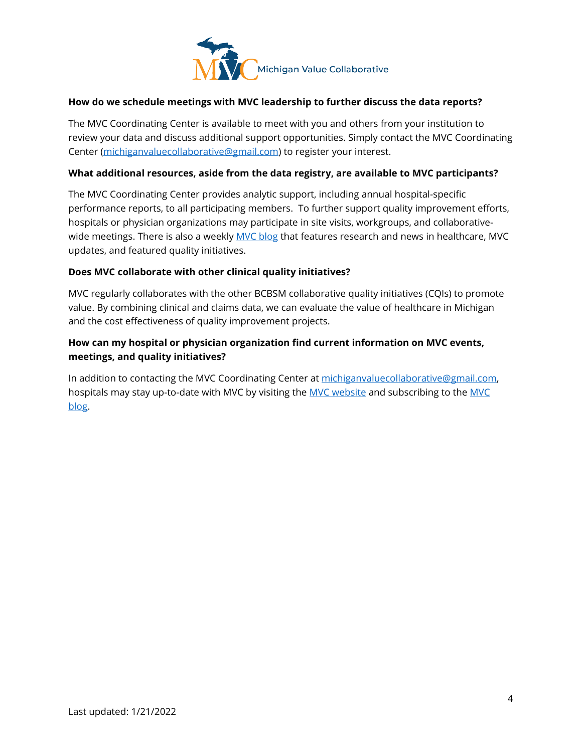**How do we schedule meetings with MVC leadership to further discuss the data reports?**

The MVC Coordinating Center is available to meet with you and others from your institution to review your data and discuss additional support opportunities. Simply contact the MVC Coordinating Center (michiganvaluecollaborative@gmail.com) to register your interest.

**What additional resources, aside from the data registry, are available to MVC participants?**

The MVC Coordinating Center provides analytic support, including annual hospital-specific performance reports, to all participating members. To further support quality improvement efforts, hospitals or physician organizations may participate in site visits, workgroups, and collaborative-wide meetings. There is also a weekly MVC blog that features research and news in healthcare, MVC updates, and featured quality initiatives.

**Does MVC collaborate with other clinical quality initiatives?**

MVC regularly collaborates with the other BCBSM collaborative quality initiatives (CQIs) to promote value. By combining clinical and claims data, we can evaluate the value of healthcare in Michigan and the cost effectiveness of quality improvement projects.

**How can my hospital or physician organization find current information on MVC events, meetings, and quality initiatives?**

In addition to contacting the MVC Coordinating Center at michiganvaluecollaborative@gmail.com, hospitals may stay up-to-date with MVC by visiting the MVC website and subscribing to the MVC blog.

Last updated: 1/21/2022